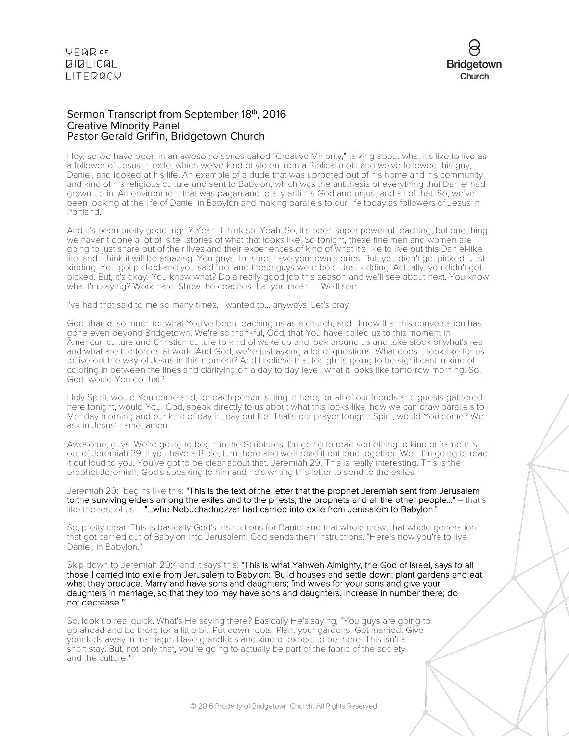# Sermon Transcript from September 18th, 2016
## Creative Minority Panel
## Pastor Gerald Griffin, Bridgetown Church

Hey, so we have been in an awesome series called "Creative Minority," talking about what it's like to live as a follower of Jesus in exile, which we've kind of stolen from a Biblical motif and we've followed this guy, Daniel, and looked at his life. An example of a dude that was uprooted out of his home and his community and kind of his religious culture and sent to Babylon, which was the antithesis of everything that Daniel had grown up in. An environment that was pagan and totally anti his God and unjust and all of that. So, we've been looking at the life of Daniel in Babylon and making parallels to our life today as followers of Jesus in Portland.

And it's been pretty good, right? Yeah. I think so. Yeah. So, it's been super powerful teaching, but one thing we haven't done a lot of is tell stories of what that looks like. So tonight, these fine men and women are going to just share out of their lives and their experiences of kind of what it's like to live out this Daniel-like life, and I think it will be amazing. You guys, I'm sure, have your own stories. But, you didn't get picked. Just kidding. You got picked and you said "no" and these guys were bold. Just kidding. Actually, you didn't get picked. But, it's okay. You know what? Do a really good job this season and we'll see about next. You know what I'm saying? Work hard. Show the coaches that you mean it. We'll see.

I've had that said to me so many times. I wanted to... anyways. Let's pray.

God, thanks so much for what You've been teaching us as a church, and I know that this conversation has gone even beyond Bridgetown. We're so thankful, God, that You have called us to this moment in American culture and Christian culture to kind of wake up and look around us and take stock of what's real and what are the forces at work. And God, we're just asking a lot of questions. What does it look like for us to live out the way of Jesus in this moment? And I believe that tonight is going to be significant in kind of coloring in between the lines and clarifying on a day to day level; what it looks like tomorrow morning. So, God, would You do that?

Holy Spirit, would You come and, for each person sitting in here, for all of our friends and guests gathered here tonight, would You, God, speak directly to us about what this looks like, how we can draw parallels to Monday morning and our kind of day in, day out life. That's our prayer tonight. Spirit, would You come? We ask in Jesus' name, amen.

Awesome, guys. We're going to begin in the Scriptures. I'm going to read something to kind of frame this out of Jeremiah 29. If you have a Bible, turn there and we'll read it out loud together. Well, I'm going to read it out loud to you. You've got to be clear about that. Jeremiah 29. This is really interesting. This is the prophet Jeremiah, God's speaking to him and he's writing this letter to send to the exiles.

Jeremiah 29:1 begins like this: **"This is the text of the letter that the prophet Jeremiah sent from Jerusalem to the surviving elders among the exiles and to the priests, the prophets and all the other people..."** – that's like the rest of us – **"...who Nebuchadnezzar had carried into exile from Jerusalem to Babylon."**

So, pretty clear. This is basically God's instructions for Daniel and that whole crew, that whole generation that got carried out of Babylon into Jerusalem. God sends them instructions. "Here's how you're to live, Daniel, in Babylon."

Skip down to Jeremiah 29:4 and it says this: **"This is what Yahweh Almighty, the God of Israel, says to all those I carried into exile from Jerusalem to Babylon: 'Build houses and settle down; plant gardens and eat what they produce. Marry and have sons and daughters; find wives for your sons and give your daughters in marriage, so that they too may have sons and daughters. Increase in number there; do not decrease.'"**

So, look up real quick. What's He saying there? Basically He's saying, "You guys are going to go ahead and be there for a little bit. Put down roots. Plant your gardens. Get married. Give your kids away in marriage. Have grandkids and kind of expect to be there. This isn't a short stay. But, not only that, you're going to actually be part of the fabric of the society and the culture."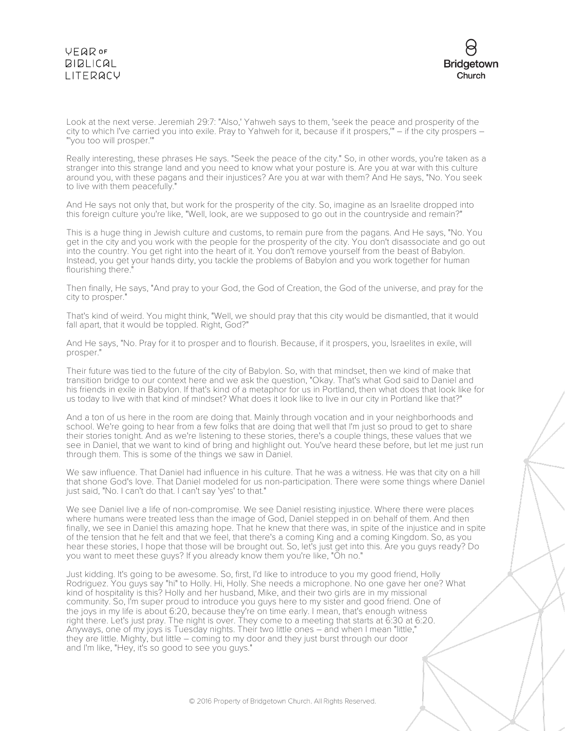Look at the next verse. Jeremiah 29:7: "Also,' Yahweh says to them, 'seek the peace and prosperity of the city to which I've carried you into exile. Pray to Yahweh for it, because if it prospers,'" – if the city prospers – "'you too will prosper.'"

Really interesting, these phrases He says. "Seek the peace of the city." So, in other words, you're taken as a stranger into this strange land and you need to know what your posture is. Are you at war with this culture around you, with these pagans and their injustices? Are you at war with them? And He says, "No. You seek to live with them peacefully."

And He says not only that, but work for the prosperity of the city. So, imagine as an Israelite dropped into this foreign culture you're like, "Well, look, are we supposed to go out in the countryside and remain?"

This is a huge thing in Jewish culture and customs, to remain pure from the pagans. And He says, "No. You get in the city and you work with the people for the prosperity of the city. You don't disassociate and go out into the country. You get right into the heart of it. You don't remove yourself from the beast of Babylon. Instead, you get your hands dirty, you tackle the problems of Babylon and you work together for human flourishing there."

Then finally, He says, "And pray to your God, the God of Creation, the God of the universe, and pray for the city to prosper."

That's kind of weird. You might think, "Well, we should pray that this city would be dismantled, that it would fall apart, that it would be toppled. Right, God?"

And He says, "No. Pray for it to prosper and to flourish. Because, if it prospers, you, Israelites in exile, will prosper."

Their future was tied to the future of the city of Babylon. So, with that mindset, then we kind of make that transition bridge to our context here and we ask the question, "Okay. That's what God said to Daniel and his friends in exile in Babylon. If that's kind of a metaphor for us in Portland, then what does that look like for us today to live with that kind of mindset? What does it look like to live in our city in Portland like that?"

And a ton of us here in the room are doing that. Mainly through vocation and in your neighborhoods and school. We're going to hear from a few folks that are doing that well that I'm just so proud to get to share their stories tonight. And as we're listening to these stories, there's a couple things, these values that we see in Daniel, that we want to kind of bring and highlight out. You've heard these before, but let me just run through them. This is some of the things we saw in Daniel.

We saw influence. That Daniel had influence in his culture. That he was a witness. He was that city on a hill that shone God's love. That Daniel modeled for us non-participation. There were some things where Daniel just said, "No. I can't do that. I can't say 'yes' to that."

We see Daniel live a life of non-compromise. We see Daniel resisting injustice. Where there were places where humans were treated less than the image of God, Daniel stepped in on behalf of them. And then finally, we see in Daniel this amazing hope. That he knew that there was, in spite of the injustice and in spite of the tension that he felt and that we feel, that there's a coming King and a coming Kingdom. So, as you hear these stories, I hope that those will be brought out. So, let's just get into this. Are you guys ready? Do you want to meet these guys? If you already know them you're like, "Oh no."

Just kidding. It's going to be awesome. So, first, I'd like to introduce to you my good friend, Holly Rodriguez. You guys say "hi" to Holly. Hi, Holly. She needs a microphone. No one gave her one? What kind of hospitality is this? Holly and her husband, Mike, and their two girls are in my missional community. So, I'm super proud to introduce you guys here to my sister and good friend. One of the joys in my life is about 6:20, because they're on time early. I mean, that's enough witness right there. Let's just pray. The night is over. They come to a meeting that starts at 6:30 at 6:20. Anyways, one of my joys is Tuesday nights. Their two little ones – and when I mean "little," they are little. Mighty, but little – coming to my door and they just burst through our door and I'm like, "Hey, it's so good to see you guys."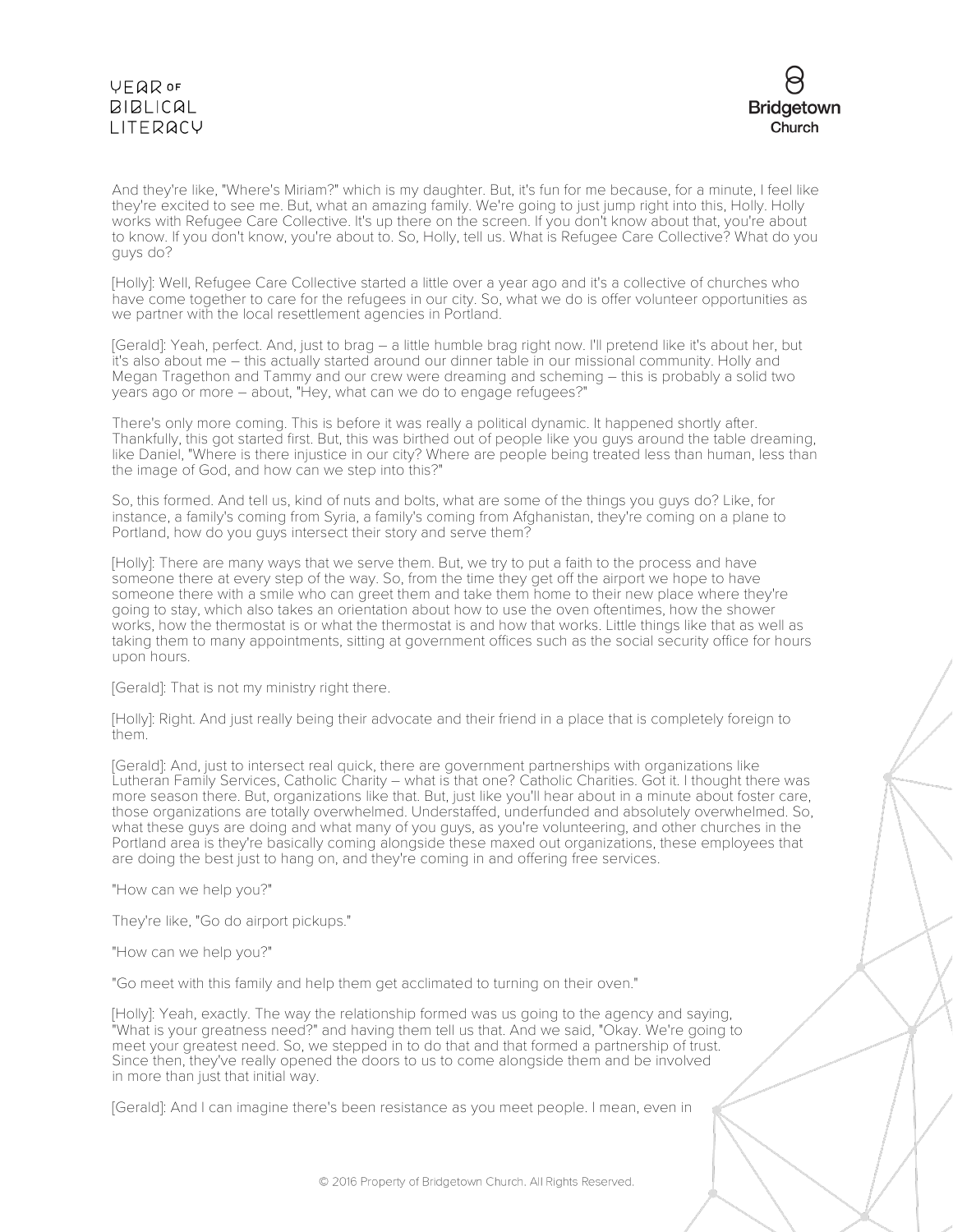And they're like, "Where's Miriam?" which is my daughter. But, it's fun for me because, for a minute, I feel like they're excited to see me. But, what an amazing family. We're going to just jump right into this, Holly. Holly works with Refugee Care Collective. It's up there on the screen. If you don't know about that, you're about to know. If you don't know, you're about to. So, Holly, tell us. What is Refugee Care Collective? What do you guys do?

[Holly]: Well, Refugee Care Collective started a little over a year ago and it's a collective of churches who have come together to care for the refugees in our city. So, what we do is offer volunteer opportunities as we partner with the local resettlement agencies in Portland.

[Gerald]: Yeah, perfect. And, just to brag – a little humble brag right now. I'll pretend like it's about her, but it's also about me – this actually started around our dinner table in our missional community. Holly and Megan Tragethon and Tammy and our crew were dreaming and scheming – this is probably a solid two years ago or more – about, "Hey, what can we do to engage refugees?"

There's only more coming. This is before it was really a political dynamic. It happened shortly after. Thankfully, this got started first. But, this was birthed out of people like you guys around the table dreaming, like Daniel, "Where is there injustice in our city? Where are people being treated less than human, less than the image of God, and how can we step into this?"

So, this formed. And tell us, kind of nuts and bolts, what are some of the things you guys do? Like, for instance, a family's coming from Syria, a family's coming from Afghanistan, they're coming on a plane to Portland, how do you guys intersect their story and serve them?

[Holly]: There are many ways that we serve them. But, we try to put a faith to the process and have someone there at every step of the way. So, from the time they get off the airport we hope to have someone there with a smile who can greet them and take them home to their new place where they're going to stay, which also takes an orientation about how to use the oven oftentimes, how the shower works, how the thermostat is or what the thermostat is and how that works. Little things like that as well as taking them to many appointments, sitting at government offices such as the social security office for hours upon hours.

[Gerald]: That is not my ministry right there.

[Holly]: Right. And just really being their advocate and their friend in a place that is completely foreign to them.

[Gerald]: And, just to intersect real quick, there are government partnerships with organizations like Lutheran Family Services, Catholic Charity – what is that one? Catholic Charities. Got it. I thought there was more season there. But, organizations like that. But, just like you'll hear about in a minute about foster care, those organizations are totally overwhelmed. Understaffed, underfunded and absolutely overwhelmed. So, what these guys are doing and what many of you guys, as you're volunteering, and other churches in the Portland area is they're basically coming alongside these maxed out organizations, these employees that are doing the best just to hang on, and they're coming in and offering free services.

"How can we help you?"

They're like, "Go do airport pickups."

"How can we help you?"

"Go meet with this family and help them get acclimated to turning on their oven."

[Holly]: Yeah, exactly. The way the relationship formed was us going to the agency and saying, "What is your greatness need?" and having them tell us that. And we said, "Okay. We're going to meet your greatest need. So, we stepped in to do that and that formed a partnership of trust. Since then, they've really opened the doors to us to come alongside them and be involved in more than just that initial way.

[Gerald]: And I can imagine there's been resistance as you meet people. I mean, even in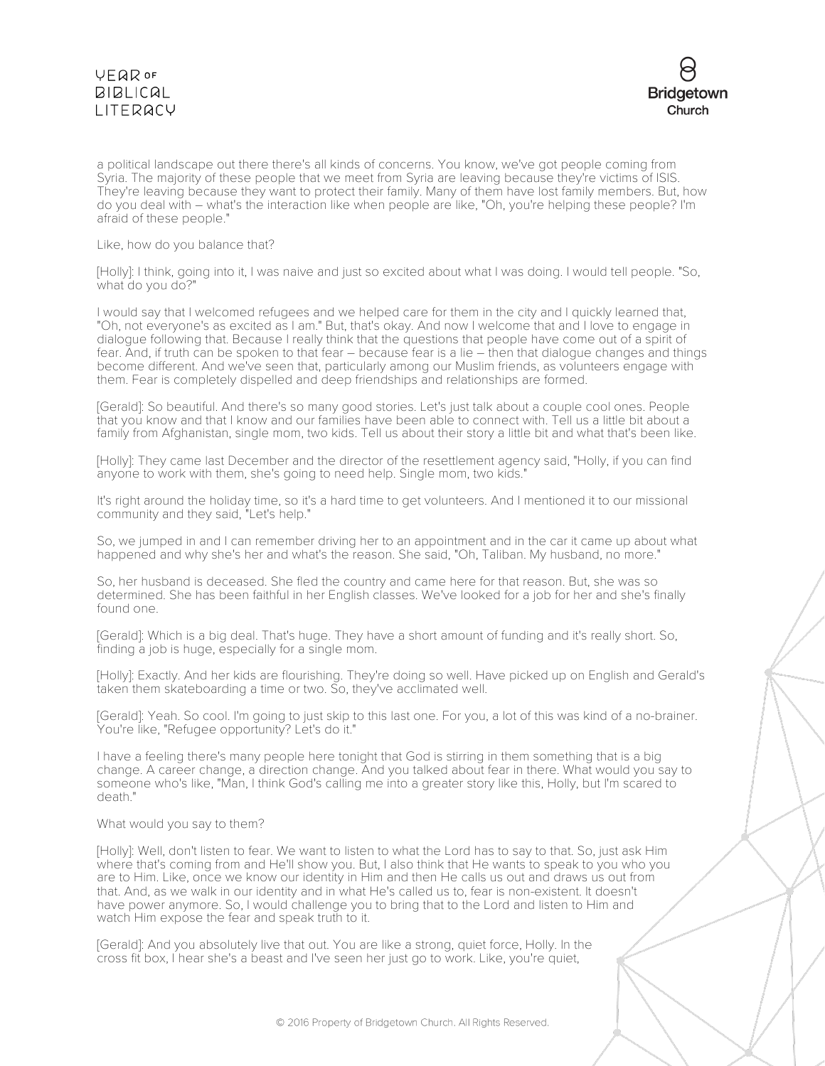a political landscape out there there's all kinds of concerns. You know, we've got people coming from Syria. The majority of these people that we meet from Syria are leaving because they're victims of ISIS. They're leaving because they want to protect their family. Many of them have lost family members. But, how do you deal with – what's the interaction like when people are like, "Oh, you're helping these people? I'm afraid of these people."

Like, how do you balance that?

[Holly]: I think, going into it, I was naive and just so excited about what I was doing. I would tell people. "So, what do you do?"

I would say that I welcomed refugees and we helped care for them in the city and I quickly learned that, "Oh, not everyone's as excited as I am." But, that's okay. And now I welcome that and I love to engage in dialogue following that. Because I really think that the questions that people have come out of a spirit of fear. And, if truth can be spoken to that fear – because fear is a lie – then that dialogue changes and things become different. And we've seen that, particularly among our Muslim friends, as volunteers engage with them. Fear is completely dispelled and deep friendships and relationships are formed.

[Gerald]: So beautiful. And there's so many good stories. Let's just talk about a couple cool ones. People that you know and that I know and our families have been able to connect with. Tell us a little bit about a family from Afghanistan, single mom, two kids. Tell us about their story a little bit and what that's been like.

[Holly]: They came last December and the director of the resettlement agency said, "Holly, if you can find anyone to work with them, she's going to need help. Single mom, two kids."

It's right around the holiday time, so it's a hard time to get volunteers. And I mentioned it to our missional community and they said, "Let's help."

So, we jumped in and I can remember driving her to an appointment and in the car it came up about what happened and why she's her and what's the reason. She said, "Oh, Taliban. My husband, no more."

So, her husband is deceased. She fled the country and came here for that reason. But, she was so determined. She has been faithful in her English classes. We've looked for a job for her and she's finally found one.

[Gerald]: Which is a big deal. That's huge. They have a short amount of funding and it's really short. So, finding a job is huge, especially for a single mom.

[Holly]: Exactly. And her kids are flourishing. They're doing so well. Have picked up on English and Gerald's taken them skateboarding a time or two. So, they've acclimated well.

[Gerald]: Yeah. So cool. I'm going to just skip to this last one. For you, a lot of this was kind of a no-brainer. You're like, "Refugee opportunity? Let's do it."

I have a feeling there's many people here tonight that God is stirring in them something that is a big change. A career change, a direction change. And you talked about fear in there. What would you say to someone who's like, "Man, I think God's calling me into a greater story like this, Holly, but I'm scared to death."

What would you say to them?

[Holly]: Well, don't listen to fear. We want to listen to what the Lord has to say to that. So, just ask Him where that's coming from and He'll show you. But, I also think that He wants to speak to you who you are to Him. Like, once we know our identity in Him and then He calls us out and draws us out from that. And, as we walk in our identity and in what He's called us to, fear is non-existent. It doesn't have power anymore. So, I would challenge you to bring that to the Lord and listen to Him and watch Him expose the fear and speak truth to it.

[Gerald]: And you absolutely live that out. You are like a strong, quiet force, Holly. In the cross fit box, I hear she's a beast and I've seen her just go to work. Like, you're quiet,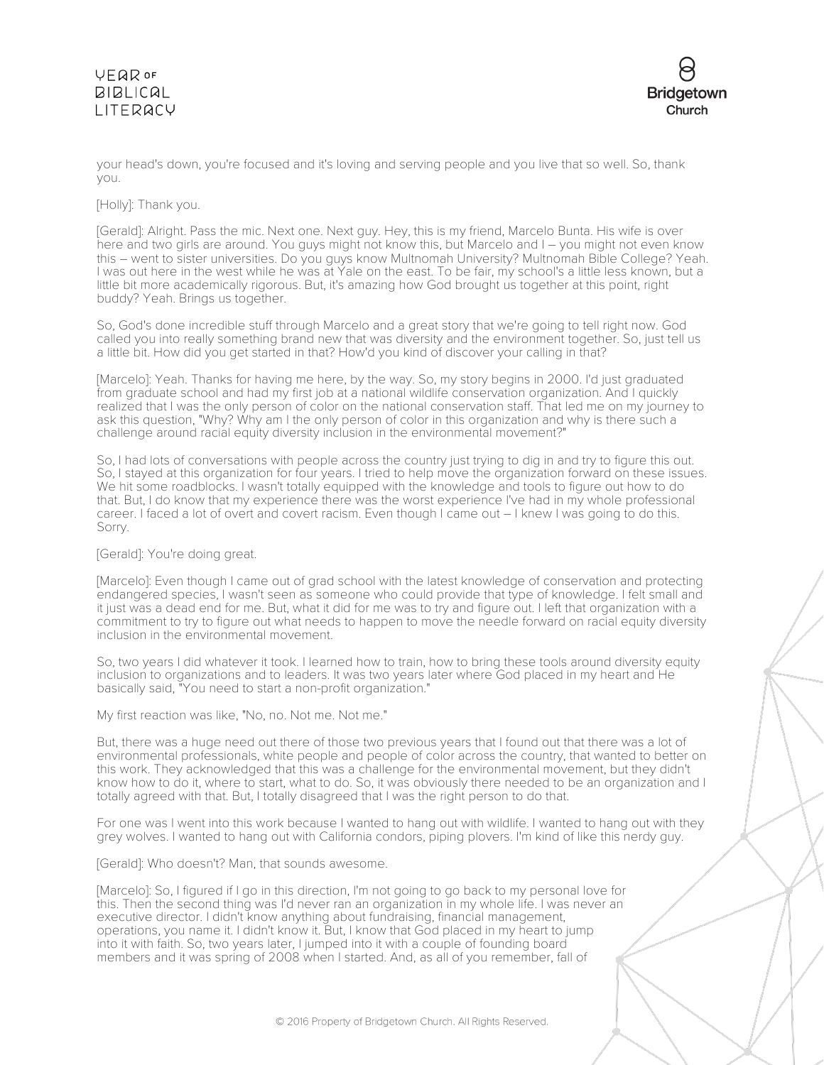your head's down, you're focused and it's loving and serving people and you live that so well. So, thank you.

[Holly]: Thank you.

[Gerald]: Alright. Pass the mic. Next one. Next guy. Hey, this is my friend, Marcelo Bunta. His wife is over here and two girls are around. You guys might not know this, but Marcelo and I – you might not even know this – went to sister universities. Do you guys know Multnomah University? Multnomah Bible College? Yeah. I was out here in the west while he was at Yale on the east. To be fair, my school's a little less known, but a little bit more academically rigorous. But, it's amazing how God brought us together at this point, right buddy? Yeah. Brings us together.

So, God's done incredible stuff through Marcelo and a great story that we're going to tell right now. God called you into really something brand new that was diversity and the environment together. So, just tell us a little bit. How did you get started in that? How'd you kind of discover your calling in that?

[Marcelo]: Yeah. Thanks for having me here, by the way. So, my story begins in 2000. I'd just graduated from graduate school and had my first job at a national wildlife conservation organization. And I quickly realized that I was the only person of color on the national conservation staff. That led me on my journey to ask this question, "Why? Why am I the only person of color in this organization and why is there such a challenge around racial equity diversity inclusion in the environmental movement?"

So, I had lots of conversations with people across the country just trying to dig in and try to figure this out. So, I stayed at this organization for four years. I tried to help move the organization forward on these issues. We hit some roadblocks. I wasn't totally equipped with the knowledge and tools to figure out how to do that. But, I do know that my experience there was the worst experience I've had in my whole professional career. I faced a lot of overt and covert racism. Even though I came out – I knew I was going to do this. Sorry.

[Gerald]: You're doing great.

[Marcelo]: Even though I came out of grad school with the latest knowledge of conservation and protecting endangered species, I wasn't seen as someone who could provide that type of knowledge. I felt small and it just was a dead end for me. But, what it did for me was to try and figure out. I left that organization with a commitment to try to figure out what needs to happen to move the needle forward on racial equity diversity inclusion in the environmental movement.

So, two years I did whatever it took. I learned how to train, how to bring these tools around diversity equity inclusion to organizations and to leaders. It was two years later where God placed in my heart and He basically said, "You need to start a non-profit organization."

My first reaction was like, "No, no. Not me. Not me."

But, there was a huge need out there of those two previous years that I found out that there was a lot of environmental professionals, white people and people of color across the country, that wanted to better on this work. They acknowledged that this was a challenge for the environmental movement, but they didn't know how to do it, where to start, what to do. So, it was obviously there needed to be an organization and I totally agreed with that. But, I totally disagreed that I was the right person to do that.

For one was I went into this work because I wanted to hang out with wildlife. I wanted to hang out with they grey wolves. I wanted to hang out with California condors, piping plovers. I'm kind of like this nerdy guy.

[Gerald]: Who doesn't? Man, that sounds awesome.

[Marcelo]: So, I figured if I go in this direction, I'm not going to go back to my personal love for this. Then the second thing was I'd never ran an organization in my whole life. I was never an executive director. I didn't know anything about fundraising, financial management, operations, you name it. I didn't know it. But, I know that God placed in my heart to jump into it with faith. So, two years later, I jumped into it with a couple of founding board members and it was spring of 2008 when I started. And, as all of you remember, fall of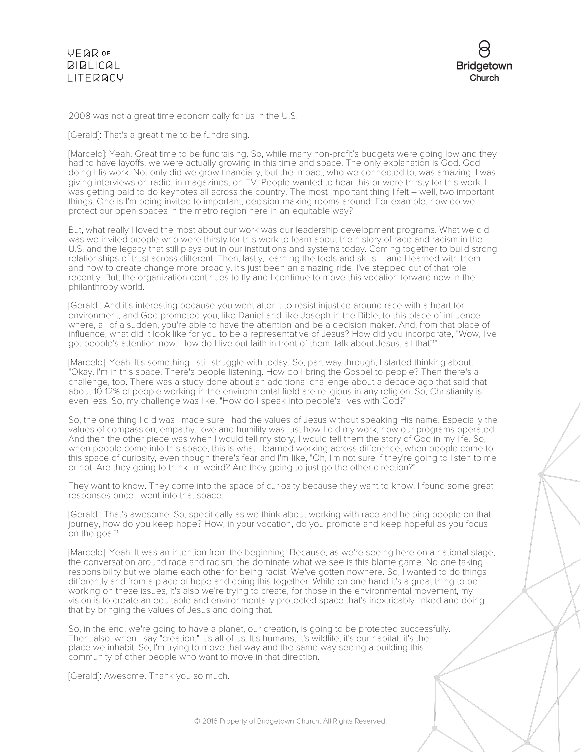2008 was not a great time economically for us in the U.S.

[Gerald]: That's a great time to be fundraising.

[Marcelo]: Yeah. Great time to be fundraising. So, while many non-profit's budgets were going low and they had to have layoffs, we were actually growing in this time and space. The only explanation is God. God doing His work. Not only did we grow financially, but the impact, who we connected to, was amazing. I was giving interviews on radio, in magazines, on TV. People wanted to hear this or were thirsty for this work. I was getting paid to do keynotes all across the country. The most important thing I felt – well, two important things. One is I'm being invited to important, decision-making rooms around. For example, how do we protect our open spaces in the metro region here in an equitable way?

But, what really I loved the most about our work was our leadership development programs. What we did was we invited people who were thirsty for this work to learn about the history of race and racism in the U.S. and the legacy that still plays out in our institutions and systems today. Coming together to build strong relationships of trust across different. Then, lastly, learning the tools and skills – and I learned with them – and how to create change more broadly. It's just been an amazing ride. I've stepped out of that role recently. But, the organization continues to fly and I continue to move this vocation forward now in the philanthropy world.

[Gerald]: And it's interesting because you went after it to resist injustice around race with a heart for environment, and God promoted you, like Daniel and like Joseph in the Bible, to this place of influence where, all of a sudden, you're able to have the attention and be a decision maker. And, from that place of influence, what did it look like for you to be a representative of Jesus? How did you incorporate, "Wow, I've got people's attention now. How do I live out faith in front of them, talk about Jesus, all that?"

[Marcelo]: Yeah. It's something I still struggle with today. So, part way through, I started thinking about, "Okay. I'm in this space. There's people listening. How do I bring the Gospel to people? Then there's a challenge, too. There was a study done about an additional challenge about a decade ago that said that about 10-12% of people working in the environmental field are religious in any religion. So, Christianity is even less. So, my challenge was like, "How do I speak into people's lives with God?"

So, the one thing I did was I made sure I had the values of Jesus without speaking His name. Especially the values of compassion, empathy, love and humility was just how I did my work, how our programs operated. And then the other piece was when I would tell my story, I would tell them the story of God in my life. So, when people come into this space, this is what I learned working across difference, when people come to this space of curiosity, even though there's fear and I'm like, "Oh, I'm not sure if they're going to listen to me or not. Are they going to think I'm weird? Are they going to just go the other direction?"

They want to know. They come into the space of curiosity because they want to know. I found some great responses once I went into that space.

[Gerald]: That's awesome. So, specifically as we think about working with race and helping people on that journey, how do you keep hope? How, in your vocation, do you promote and keep hopeful as you focus on the goal?

[Marcelo]: Yeah. It was an intention from the beginning. Because, as we're seeing here on a national stage, the conversation around race and racism, the dominate what we see is this blame game. No one taking responsibility but we blame each other for being racist. We've gotten nowhere. So, I wanted to do things differently and from a place of hope and doing this together. While on one hand it's a great thing to be working on these issues, it's also we're trying to create, for those in the environmental movement, my vision is to create an equitable and environmentally protected space that's inextricably linked and doing that by bringing the values of Jesus and doing that.

So, in the end, we're going to have a planet, our creation, is going to be protected successfully. Then, also, when I say "creation," it's all of us. It's humans, it's wildlife, it's our habitat, it's the place we inhabit. So, I'm trying to move that way and the same way seeing a building this community of other people who want to move in that direction.

[Gerald]: Awesome. Thank you so much.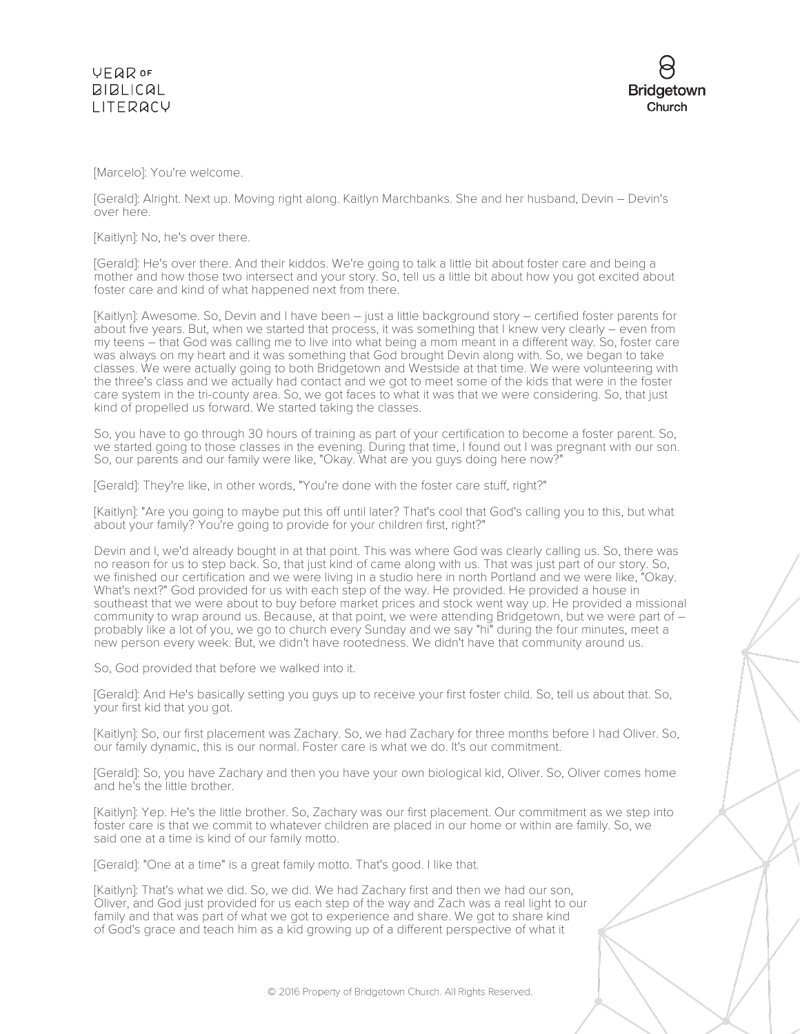[Marcelo]: You're welcome.

[Gerald]: Alright. Next up. Moving right along. Kaitlyn Marchbanks. She and her husband, Devin – Devin's over here.

[Kaitlyn]: No, he's over there.

[Gerald]: He's over there. And their kiddos. We're going to talk a little bit about foster care and being a mother and how those two intersect and your story. So, tell us a little bit about how you got excited about foster care and kind of what happened next from there.

[Kaitlyn]: Awesome. So, Devin and I have been – just a little background story – certified foster parents for about five years. But, when we started that process, it was something that I knew very clearly – even from my teens – that God was calling me to live into what being a mom meant in a different way. So, foster care was always on my heart and it was something that God brought Devin along with. So, we began to take classes. We were actually going to both Bridgetown and Westside at that time. We were volunteering with the three's class and we actually had contact and we got to meet some of the kids that were in the foster care system in the tri-county area. So, we got faces to what it was that we were considering. So, that just kind of propelled us forward. We started taking the classes.

So, you have to go through 30 hours of training as part of your certification to become a foster parent. So, we started going to those classes in the evening. During that time, I found out I was pregnant with our son. So, our parents and our family were like, "Okay. What are you guys doing here now?"

[Gerald]: They're like, in other words, "You're done with the foster care stuff, right?"

[Kaitlyn]: "Are you going to maybe put this off until later? That's cool that God's calling you to this, but what about your family? You're going to provide for your children first, right?"

Devin and I, we'd already bought in at that point. This was where God was clearly calling us. So, there was no reason for us to step back. So, that just kind of came along with us. That was just part of our story. So, we finished our certification and we were living in a studio here in north Portland and we were like, "Okay. What's next?" God provided for us with each step of the way. He provided. He provided a house in southeast that we were about to buy before market prices and stock went way up. He provided a missional community to wrap around us. Because, at that point, we were attending Bridgetown, but we were part of – probably like a lot of you, we go to church every Sunday and we say "hi" during the four minutes, meet a new person every week. But, we didn't have rootedness. We didn't have that community around us.

So, God provided that before we walked into it.

[Gerald]: And He's basically setting you guys up to receive your first foster child. So, tell us about that. So, your first kid that you got.

[Kaitlyn]: So, our first placement was Zachary. So, we had Zachary for three months before I had Oliver. So, our family dynamic, this is our normal. Foster care is what we do. It's our commitment.

[Gerald]: So, you have Zachary and then you have your own biological kid, Oliver. So, Oliver comes home and he's the little brother.

[Kaitlyn]: Yep. He's the little brother. So, Zachary was our first placement. Our commitment as we step into foster care is that we commit to whatever children are placed in our home or within are family. So, we said one at a time is kind of our family motto.

[Gerald]: "One at a time" is a great family motto. That's good. I like that.

[Kaitlyn]: That's what we did. So, we did. We had Zachary first and then we had our son, Oliver, and God just provided for us each step of the way and Zach was a real light to our family and that was part of what we got to experience and share. We got to share kind of God's grace and teach him as a kid growing up of a different perspective of what it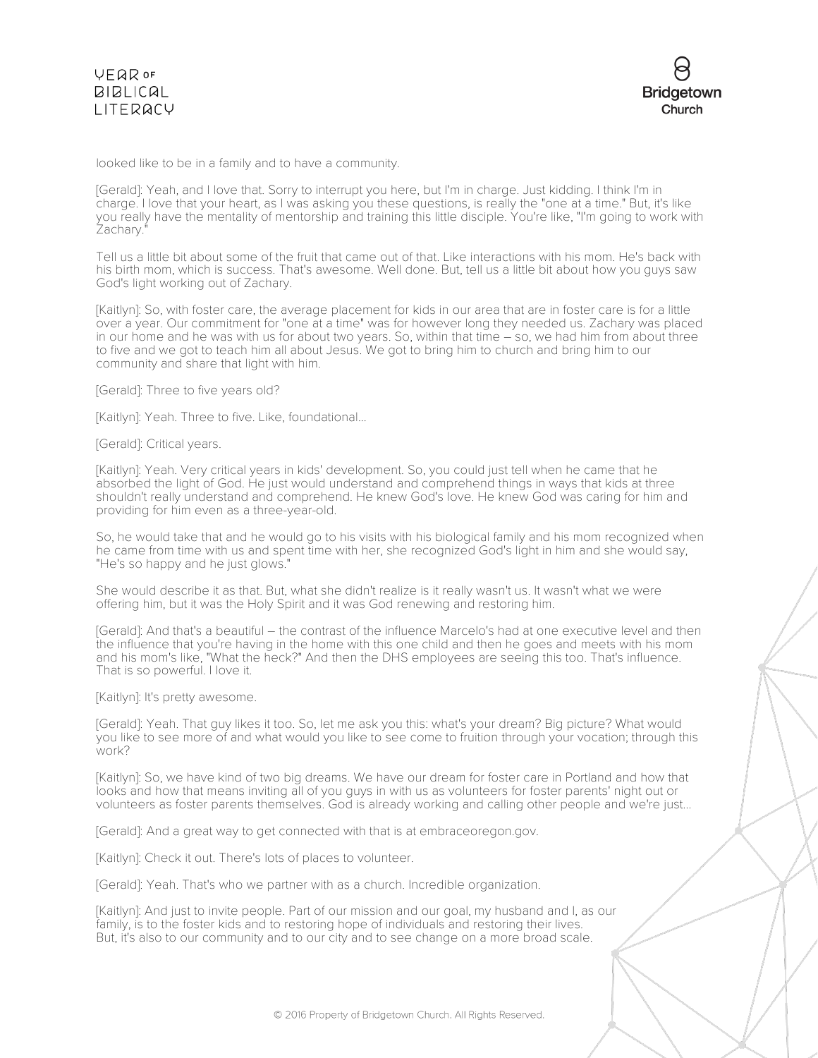looked like to be in a family and to have a community.

[Gerald]: Yeah, and I love that. Sorry to interrupt you here, but I'm in charge. Just kidding. I think I'm in charge. I love that your heart, as I was asking you these questions, is really the "one at a time." But, it's like you really have the mentality of mentorship and training this little disciple. You're like, "I'm going to work with Zachary."

Tell us a little bit about some of the fruit that came out of that. Like interactions with his mom. He's back with his birth mom, which is success. That's awesome. Well done. But, tell us a little bit about how you guys saw God's light working out of Zachary.

[Kaitlyn]: So, with foster care, the average placement for kids in our area that are in foster care is for a little over a year. Our commitment for "one at a time" was for however long they needed us. Zachary was placed in our home and he was with us for about two years. So, within that time – so, we had him from about three to five and we got to teach him all about Jesus. We got to bring him to church and bring him to our community and share that light with him.

[Gerald]: Three to five years old?

[Kaitlyn]: Yeah. Three to five. Like, foundational...

[Gerald]: Critical years.

[Kaitlyn]: Yeah. Very critical years in kids' development. So, you could just tell when he came that he absorbed the light of God. He just would understand and comprehend things in ways that kids at three shouldn't really understand and comprehend. He knew God's love. He knew God was caring for him and providing for him even as a three-year-old.

So, he would take that and he would go to his visits with his biological family and his mom recognized when he came from time with us and spent time with her, she recognized God's light in him and she would say, "He's so happy and he just glows."

She would describe it as that. But, what she didn't realize is it really wasn't us. It wasn't what we were offering him, but it was the Holy Spirit and it was God renewing and restoring him.

[Gerald]: And that's a beautiful – the contrast of the influence Marcelo's had at one executive level and then the influence that you're having in the home with this one child and then he goes and meets with his mom and his mom's like, "What the heck?" And then the DHS employees are seeing this too. That's influence. That is so powerful. I love it.

[Kaitlyn]: It's pretty awesome.

[Gerald]: Yeah. That guy likes it too. So, let me ask you this: what's your dream? Big picture? What would you like to see more of and what would you like to see come to fruition through your vocation; through this work?

[Kaitlyn]: So, we have kind of two big dreams. We have our dream for foster care in Portland and how that looks and how that means inviting all of you guys in with us as volunteers for foster parents' night out or volunteers as foster parents themselves. God is already working and calling other people and we're just...

[Gerald]: And a great way to get connected with that is at embraceoregon.gov.

[Kaitlyn]: Check it out. There's lots of places to volunteer.

[Gerald]: Yeah. That's who we partner with as a church. Incredible organization.

[Kaitlyn]: And just to invite people. Part of our mission and our goal, my husband and I, as our family, is to the foster kids and to restoring hope of individuals and restoring their lives. But, it's also to our community and to our city and to see change on a more broad scale.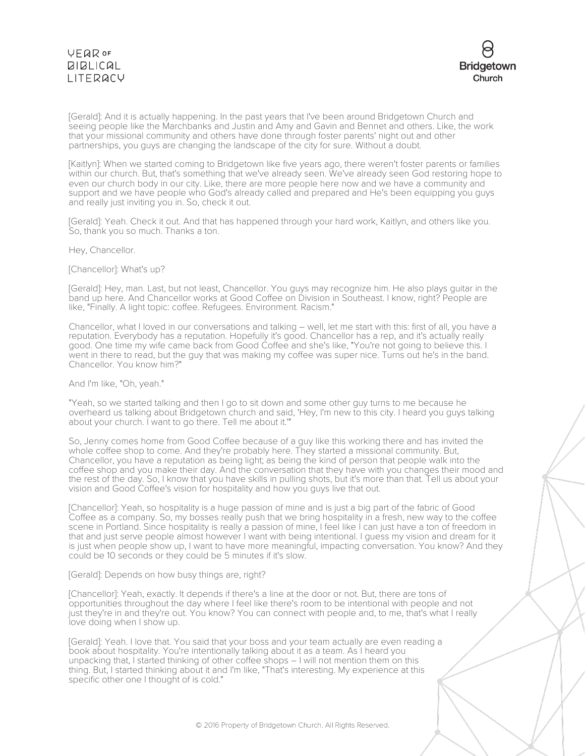[Gerald]: And it is actually happening. In the past years that I've been around Bridgetown Church and seeing people like the Marchbanks and Justin and Amy and Gavin and Bennet and others. Like, the work that your missional community and others have done through foster parents' night out and other partnerships, you guys are changing the landscape of the city for sure. Without a doubt.

[Kaitlyn]: When we started coming to Bridgetown like five years ago, there weren't foster parents or families within our church. But, that's something that we've already seen. We've already seen God restoring hope to even our church body in our city. Like, there are more people here now and we have a community and support and we have people who God's already called and prepared and He's been equipping you guys and really just inviting you in. So, check it out.

[Gerald]: Yeah. Check it out. And that has happened through your hard work, Kaitlyn, and others like you. So, thank you so much. Thanks a ton.

Hey, Chancellor.

[Chancellor]: What's up?

[Gerald]: Hey, man. Last, but not least, Chancellor. You guys may recognize him. He also plays guitar in the band up here. And Chancellor works at Good Coffee on Division in Southeast. I know, right? People are like, "Finally. A light topic: coffee. Refugees. Environment. Racism."

Chancellor, what I loved in our conversations and talking – well, let me start with this: first of all, you have a reputation. Everybody has a reputation. Hopefully it's good. Chancellor has a rep, and it's actually really good. One time my wife came back from Good Coffee and she's like, "You're not going to believe this. I went in there to read, but the guy that was making my coffee was super nice. Turns out he's in the band. Chancellor. You know him?"

And I'm like, "Oh, yeah."

"Yeah, so we started talking and then I go to sit down and some other guy turns to me because he overheard us talking about Bridgetown church and said, 'Hey, I'm new to this city. I heard you guys talking about your church. I want to go there. Tell me about it.'"

So, Jenny comes home from Good Coffee because of a guy like this working there and has invited the whole coffee shop to come. And they're probably here. They started a missional community. But, Chancellor, you have a reputation as being light; as being the kind of person that people walk into the coffee shop and you make their day. And the conversation that they have with you changes their mood and the rest of the day. So, I know that you have skills in pulling shots, but it's more than that. Tell us about your vision and Good Coffee's vision for hospitality and how you guys live that out.

[Chancellor]: Yeah, so hospitality is a huge passion of mine and is just a big part of the fabric of Good Coffee as a company. So, my bosses really push that we bring hospitality in a fresh, new way to the coffee scene in Portland. Since hospitality is really a passion of mine, I feel like I can just have a ton of freedom in that and just serve people almost however I want with being intentional. I guess my vision and dream for it is just when people show up, I want to have more meaningful, impacting conversation. You know? And they could be 10 seconds or they could be 5 minutes if it's slow.

[Gerald]: Depends on how busy things are, right?

[Chancellor]: Yeah, exactly. It depends if there's a line at the door or not. But, there are tons of opportunities throughout the day where I feel like there's room to be intentional with people and not just they're in and they're out. You know? You can connect with people and, to me, that's what I really love doing when I show up.

[Gerald]: Yeah. I love that. You said that your boss and your team actually are even reading a book about hospitality. You're intentionally talking about it as a team. As I heard you unpacking that, I started thinking of other coffee shops – I will not mention them on this thing. But, I started thinking about it and I'm like, "That's interesting. My experience at this specific other one I thought of is cold."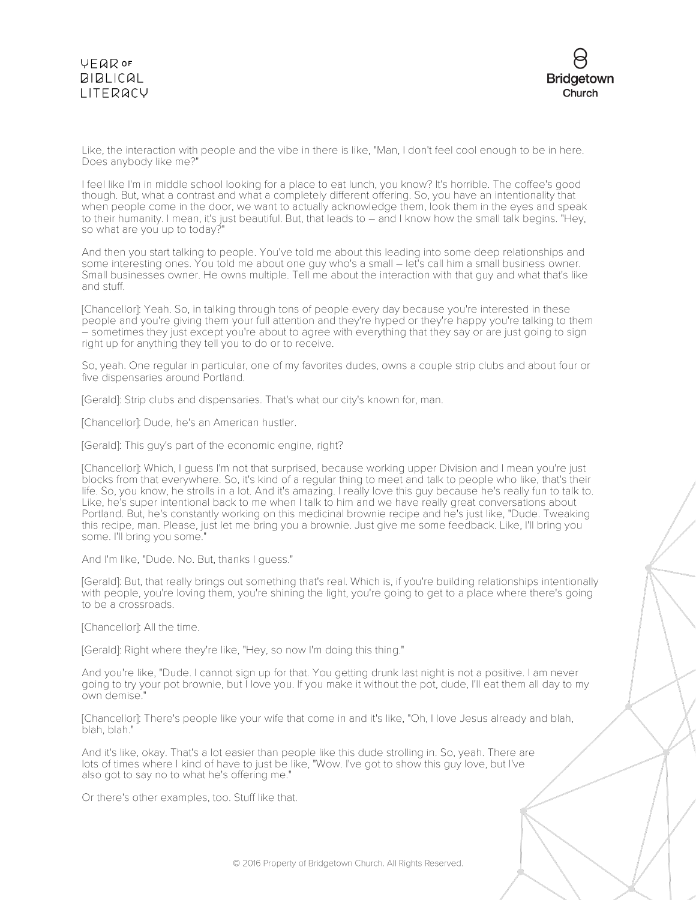Like, the interaction with people and the vibe in there is like, "Man, I don't feel cool enough to be in here. Does anybody like me?"

I feel like I'm in middle school looking for a place to eat lunch, you know? It's horrible. The coffee's good though. But, what a contrast and what a completely different offering. So, you have an intentionality that when people come in the door, we want to actually acknowledge them, look them in the eyes and speak to their humanity. I mean, it's just beautiful. But, that leads to – and I know how the small talk begins. "Hey, so what are you up to today?"

And then you start talking to people. You've told me about this leading into some deep relationships and some interesting ones. You told me about one guy who's a small – let's call him a small business owner. Small businesses owner. He owns multiple. Tell me about the interaction with that guy and what that's like and stuff.

[Chancellor]: Yeah. So, in talking through tons of people every day because you're interested in these people and you're giving them your full attention and they're hyped or they're happy you're talking to them – sometimes they just except you're about to agree with everything that they say or are just going to sign right up for anything they tell you to do or to receive.

So, yeah. One regular in particular, one of my favorites dudes, owns a couple strip clubs and about four or five dispensaries around Portland.

[Gerald]: Strip clubs and dispensaries. That's what our city's known for, man.

[Chancellor]: Dude, he's an American hustler.

[Gerald]: This guy's part of the economic engine, right?

[Chancellor]: Which, I guess I'm not that surprised, because working upper Division and I mean you're just blocks from that everywhere. So, it's kind of a regular thing to meet and talk to people who like, that's their life. So, you know, he strolls in a lot. And it's amazing. I really love this guy because he's really fun to talk to. Like, he's super intentional back to me when I talk to him and we have really great conversations about Portland. But, he's constantly working on this medicinal brownie recipe and he's just like, "Dude. Tweaking this recipe, man. Please, just let me bring you a brownie. Just give me some feedback. Like, I'll bring you some. I'll bring you some."

And I'm like, "Dude. No. But, thanks I guess."

[Gerald]: But, that really brings out something that's real. Which is, if you're building relationships intentionally with people, you're loving them, you're shining the light, you're going to get to a place where there's going to be a crossroads.

[Chancellor]: All the time.

[Gerald]: Right where they're like, "Hey, so now I'm doing this thing."

And you're like, "Dude. I cannot sign up for that. You getting drunk last night is not a positive. I am never going to try your pot brownie, but I love you. If you make it without the pot, dude, I'll eat them all day to my own demise."

[Chancellor]: There's people like your wife that come in and it's like, "Oh, I love Jesus already and blah, blah, blah."

And it's like, okay. That's a lot easier than people like this dude strolling in. So, yeah. There are lots of times where I kind of have to just be like, "Wow. I've got to show this guy love, but I've also got to say no to what he's offering me."

Or there's other examples, too. Stuff like that.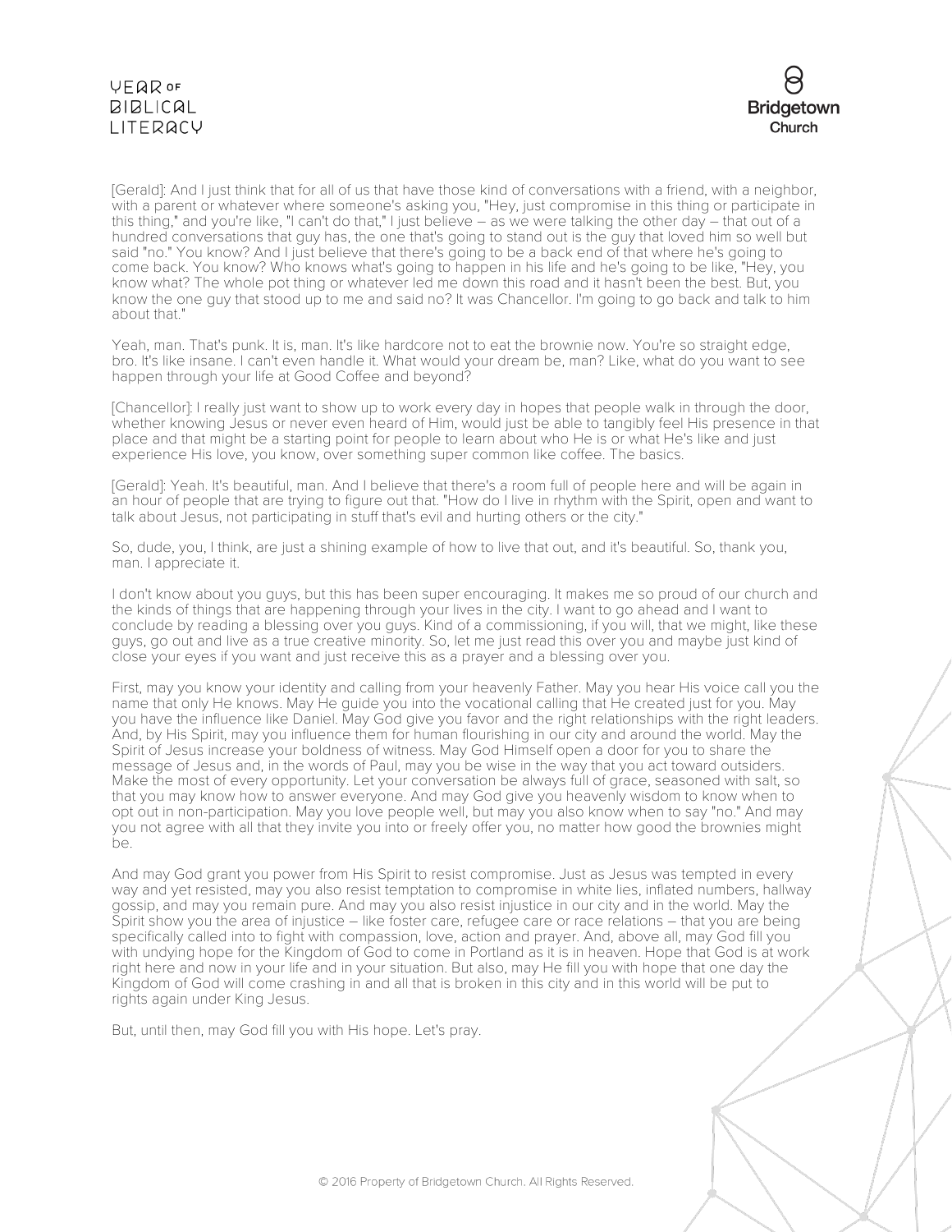[Gerald]: And I just think that for all of us that have those kind of conversations with a friend, with a neighbor, with a parent or whatever where someone's asking you, "Hey, just compromise in this thing or participate in this thing," and you're like, "I can't do that," I just believe – as we were talking the other day – that out of a hundred conversations that guy has, the one that's going to stand out is the guy that loved him so well but said "no." You know? And I just believe that there's going to be a back end of that where he's going to come back. You know? Who knows what's going to happen in his life and he's going to be like, "Hey, you know what? The whole pot thing or whatever led me down this road and it hasn't been the best. But, you know the one guy that stood up to me and said no? It was Chancellor. I'm going to go back and talk to him about that."

Yeah, man. That's punk. It is, man. It's like hardcore not to eat the brownie now. You're so straight edge, bro. It's like insane. I can't even handle it. What would your dream be, man? Like, what do you want to see happen through your life at Good Coffee and beyond?

[Chancellor]: I really just want to show up to work every day in hopes that people walk in through the door, whether knowing Jesus or never even heard of Him, would just be able to tangibly feel His presence in that place and that might be a starting point for people to learn about who He is or what He's like and just experience His love, you know, over something super common like coffee. The basics.

[Gerald]: Yeah. It's beautiful, man. And I believe that there's a room full of people here and will be again in an hour of people that are trying to figure out that. "How do I live in rhythm with the Spirit, open and want to talk about Jesus, not participating in stuff that's evil and hurting others or the city."

So, dude, you, I think, are just a shining example of how to live that out, and it's beautiful. So, thank you, man. I appreciate it.

I don't know about you guys, but this has been super encouraging. It makes me so proud of our church and the kinds of things that are happening through your lives in the city. I want to go ahead and I want to conclude by reading a blessing over you guys. Kind of a commissioning, if you will, that we might, like these guys, go out and live as a true creative minority. So, let me just read this over you and maybe just kind of close your eyes if you want and just receive this as a prayer and a blessing over you.

First, may you know your identity and calling from your heavenly Father. May you hear His voice call you the name that only He knows. May He guide you into the vocational calling that He created just for you. May you have the influence like Daniel. May God give you favor and the right relationships with the right leaders. And, by His Spirit, may you influence them for human flourishing in our city and around the world. May the Spirit of Jesus increase your boldness of witness. May God Himself open a door for you to share the message of Jesus and, in the words of Paul, may you be wise in the way that you act toward outsiders. Make the most of every opportunity. Let your conversation be always full of grace, seasoned with salt, so that you may know how to answer everyone. And may God give you heavenly wisdom to know when to opt out in non-participation. May you love people well, but may you also know when to say "no." And may you not agree with all that they invite you into or freely offer you, no matter how good the brownies might be.

And may God grant you power from His Spirit to resist compromise. Just as Jesus was tempted in every way and yet resisted, may you also resist temptation to compromise in white lies, inflated numbers, hallway gossip, and may you remain pure. And may you also resist injustice in our city and in the world. May the Spirit show you the area of injustice – like foster care, refugee care or race relations – that you are being specifically called into to fight with compassion, love, action and prayer. And, above all, may God fill you with undying hope for the Kingdom of God to come in Portland as it is in heaven. Hope that God is at work right here and now in your life and in your situation. But also, may He fill you with hope that one day the Kingdom of God will come crashing in and all that is broken in this city and in this world will be put to rights again under King Jesus.

But, until then, may God fill you with His hope. Let's pray.